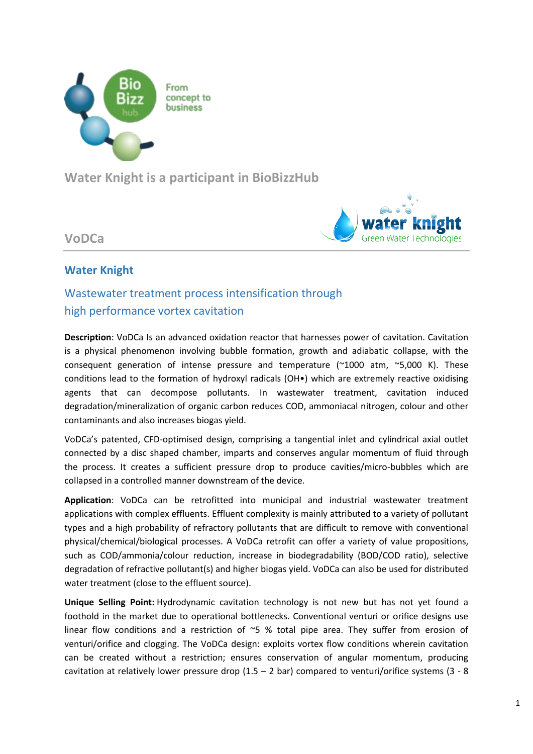Water Knight is a participant in BioBizzHub

# VoDCa

## Water Knight

### Wastewater treatment process intensification through high performance vortex cavitation

**Description**: VoDCa Is an advanced oxidation reactor that harnesses power of cavitation. Cavitation is a physical phenomenon involving bubble formation, growth and adiabatic collapse, with the consequent generation of intense pressure and temperature (~1000 atm, ~5,000 K). These conditions lead to the formation of hydroxyl radicals (OH•) which are extremely reactive oxidising agents that can decompose pollutants. In wastewater treatment, cavitation induced degradation/mineralization of organic carbon reduces COD, ammoniacal nitrogen, colour and other contaminants and also increases biogas yield.

VoDCa's patented, CFD-optimised design, comprising a tangential inlet and cylindrical axial outlet connected by a disc shaped chamber, imparts and conserves angular momentum of fluid through the process. It creates a sufficient pressure drop to produce cavities/micro-bubbles which are collapsed in a controlled manner downstream of the device.

**Application**: VoDCa can be retrofitted into municipal and industrial wastewater treatment applications with complex effluents. Effluent complexity is mainly attributed to a variety of pollutant types and a high probability of refractory pollutants that are difficult to remove with conventional physical/chemical/biological processes. A VoDCa retrofit can offer a variety of value propositions, such as COD/ammonia/colour reduction, increase in biodegradability (BOD/COD ratio), selective degradation of refractive pollutant(s) and higher biogas yield. VoDCa can also be used for distributed water treatment (close to the effluent source).

**Unique Selling Point:** Hydrodynamic cavitation technology is not new but has not yet found a foothold in the market due to operational bottlenecks. Conventional venturi or orifice designs use linear flow conditions and a restriction of ~5 % total pipe area. They suffer from erosion of venturi/orifice and clogging. The VoDCa design: exploits vortex flow conditions wherein cavitation can be created without a restriction; ensures conservation of angular momentum, producing cavitation at relatively lower pressure drop (1.5 – 2 bar) compared to venturi/orifice systems (3 - 8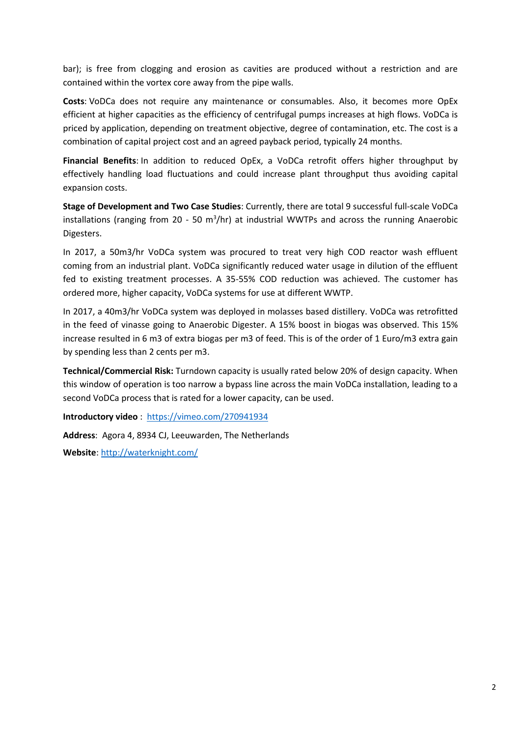bar); is free from clogging and erosion as cavities are produced without a restriction and are contained within the vortex core away from the pipe walls.

**Costs**: VoDCa does not require any maintenance or consumables. Also, it becomes more OpEx efficient at higher capacities as the efficiency of centrifugal pumps increases at high flows. VoDCa is priced by application, depending on treatment objective, degree of contamination, etc. The cost is a combination of capital project cost and an agreed payback period, typically 24 months.

**Financial Benefits**: In addition to reduced OpEx, a VoDCa retrofit offers higher throughput by effectively handling load fluctuations and could increase plant throughput thus avoiding capital expansion costs.

**Stage of Development and Two Case Studies**: Currently, there are total 9 successful full-scale VoDCa installations (ranging from 20 - 50 $m^3/hr$) at industrial WWTPs and across the running Anaerobic Digesters.

In 2017, a 50m3/hr VoDCa system was procured to treat very high COD reactor wash effluent coming from an industrial plant. VoDCa significantly reduced water usage in dilution of the effluent fed to existing treatment processes. A 35-55% COD reduction was achieved. The customer has ordered more, higher capacity, VoDCa systems for use at different WWTP.

In 2017, a 40m3/hr VoDCa system was deployed in molasses based distillery. VoDCa was retrofitted in the feed of vinasse going to Anaerobic Digester. A 15% boost in biogas was observed. This 15% increase resulted in 6 m3 of extra biogas per m3 of feed. This is of the order of 1 Euro/m3 extra gain by spending less than 2 cents per m3.

**Technical/Commercial Risk:** Turndown capacity is usually rated below 20% of design capacity. When this window of operation is too narrow a bypass line across the main VoDCa installation, leading to a second VoDCa process that is rated for a lower capacity, can be used.

**Introductory video** : https://vimeo.com/270941934

**Address**: Agora 4, 8934 CJ, Leeuwarden, The Netherlands

**Website**: http://waterknight.com/